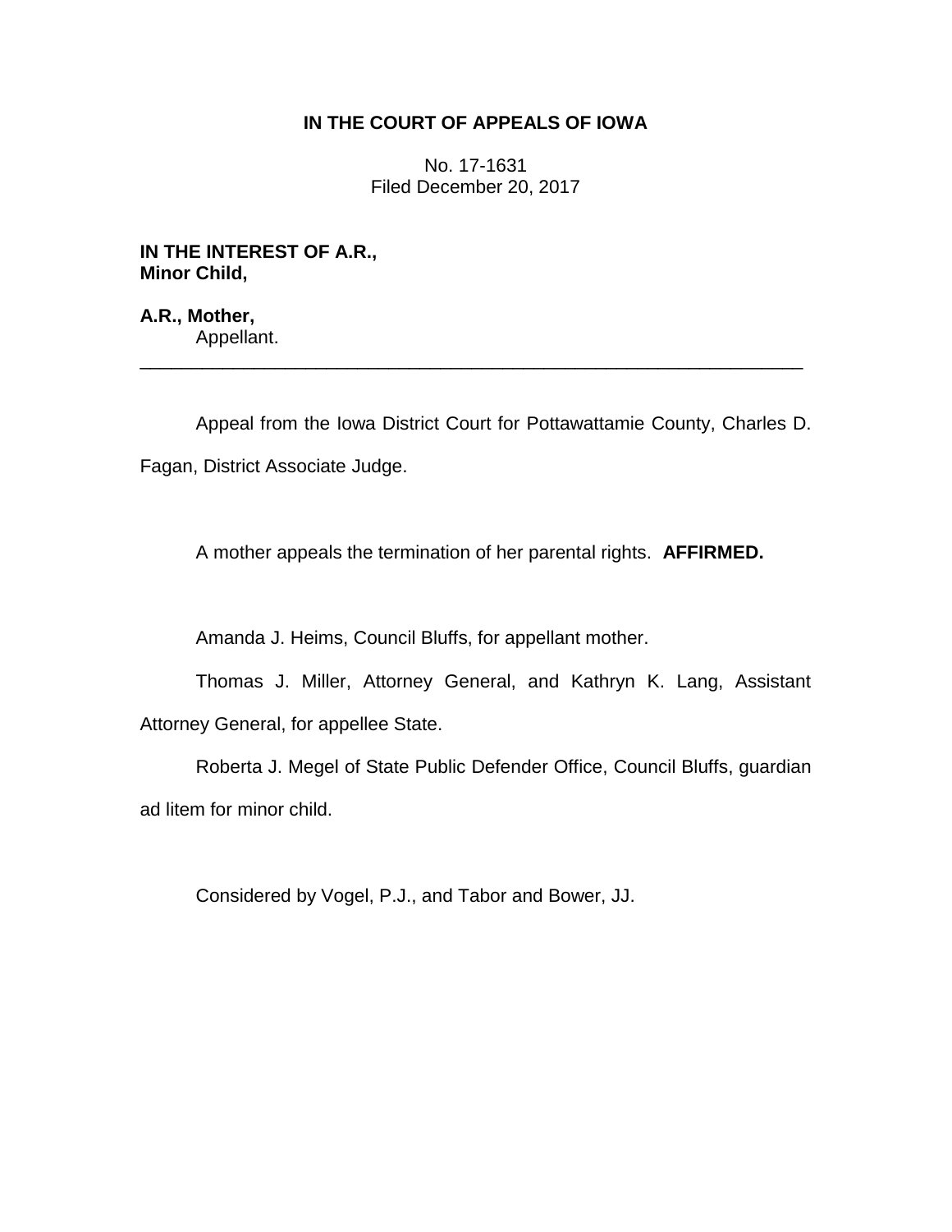**IN THE COURT OF APPEALS OF IOWA**

No. 17-1631
Filed December 20, 2017

**IN THE INTEREST OF A.R.,**
**Minor Child,**

**A.R., Mother,**
Appellant.

---

Appeal from the Iowa District Court for Pottawattamie County, Charles D. Fagan, District Associate Judge.

A mother appeals the termination of her parental rights. **AFFIRMED.**

Amanda J. Heims, Council Bluffs, for appellant mother.

Thomas J. Miller, Attorney General, and Kathryn K. Lang, Assistant Attorney General, for appellee State.

Roberta J. Megel of State Public Defender Office, Council Bluffs, guardian ad litem for minor child.

Considered by Vogel, P.J., and Tabor and Bower, JJ.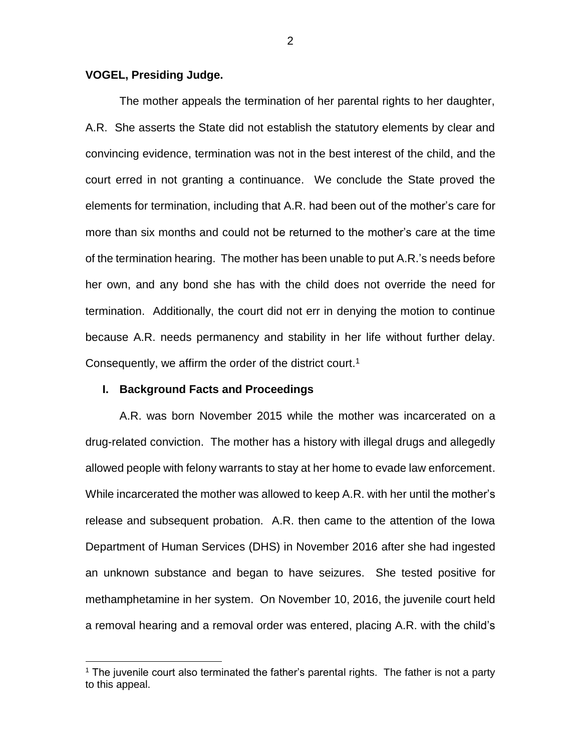**VOGEL, Presiding Judge.**

The mother appeals the termination of her parental rights to her daughter, A.R. She asserts the State did not establish the statutory elements by clear and convincing evidence, termination was not in the best interest of the child, and the court erred in not granting a continuance. We conclude the State proved the elements for termination, including that A.R. had been out of the mother's care for more than six months and could not be returned to the mother's care at the time of the termination hearing. The mother has been unable to put A.R.'s needs before her own, and any bond she has with the child does not override the need for termination. Additionally, the court did not err in denying the motion to continue because A.R. needs permanency and stability in her life without further delay. Consequently, we affirm the order of the district court.[1]

## I. Background Facts and Proceedings

A.R. was born November 2015 while the mother was incarcerated on a drug-related conviction. The mother has a history with illegal drugs and allegedly allowed people with felony warrants to stay at her home to evade law enforcement. While incarcerated the mother was allowed to keep A.R. with her until the mother's release and subsequent probation. A.R. then came to the attention of the Iowa Department of Human Services (DHS) in November 2016 after she had ingested an unknown substance and began to have seizures. She tested positive for methamphetamine in her system. On November 10, 2016, the juvenile court held a removal hearing and a removal order was entered, placing A.R. with the child's

[1] The juvenile court also terminated the father's parental rights. The father is not a party to this appeal.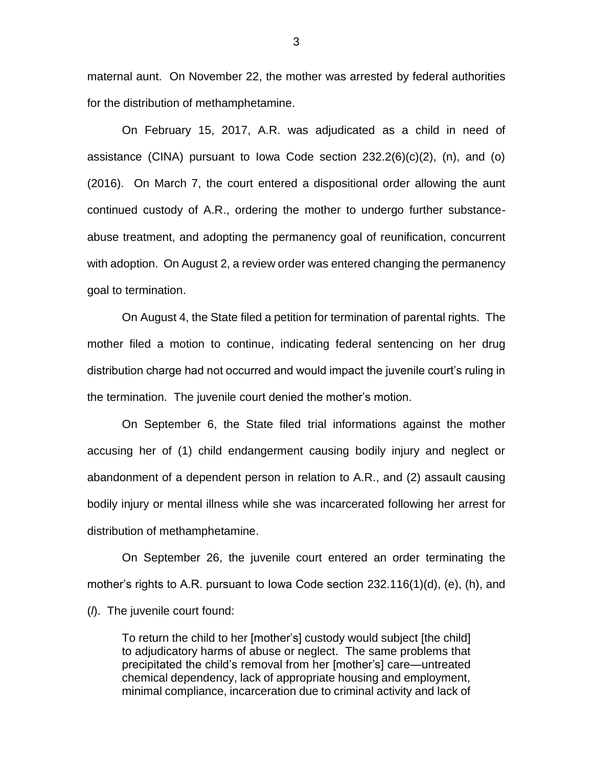maternal aunt. On November 22, the mother was arrested by federal authorities for the distribution of methamphetamine.

On February 15, 2017, A.R. was adjudicated as a child in need of assistance (CINA) pursuant to Iowa Code section 232.2(6)(c)(2), (n), and (o) (2016). On March 7, the court entered a dispositional order allowing the aunt continued custody of A.R., ordering the mother to undergo further substance-abuse treatment, and adopting the permanency goal of reunification, concurrent with adoption. On August 2, a review order was entered changing the permanency goal to termination.

On August 4, the State filed a petition for termination of parental rights. The mother filed a motion to continue, indicating federal sentencing on her drug distribution charge had not occurred and would impact the juvenile court's ruling in the termination. The juvenile court denied the mother's motion.

On September 6, the State filed trial informations against the mother accusing her of (1) child endangerment causing bodily injury and neglect or abandonment of a dependent person in relation to A.R., and (2) assault causing bodily injury or mental illness while she was incarcerated following her arrest for distribution of methamphetamine.

On September 26, the juvenile court entered an order terminating the mother's rights to A.R. pursuant to Iowa Code section 232.116(1)(d), (e), (h), and (*l*). The juvenile court found:

> To return the child to her [mother's] custody would subject [the child] to adjudicatory harms of abuse or neglect. The same problems that precipitated the child's removal from her [mother's] care—untreated chemical dependency, lack of appropriate housing and employment, minimal compliance, incarceration due to criminal activity and lack of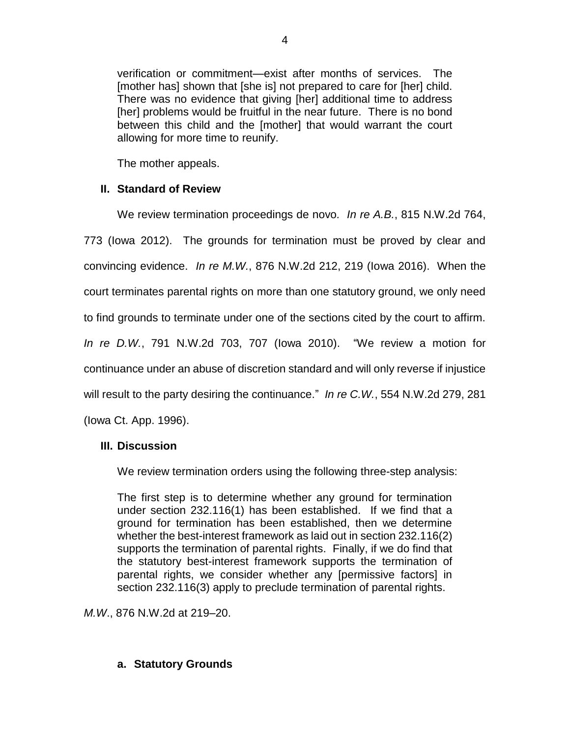> verification or commitment—exist after months of services. The [mother has] shown that [she is] not prepared to care for [her] child. There was no evidence that giving [her] additional time to address [her] problems would be fruitful in the near future. There is no bond between this child and the [mother] that would warrant the court allowing for more time to reunify.

The mother appeals.

## II. Standard of Review

We review termination proceedings de novo. *In re A.B.*, 815 N.W.2d 764, 773 (Iowa 2012). The grounds for termination must be proved by clear and convincing evidence. *In re M.W.*, 876 N.W.2d 212, 219 (Iowa 2016). When the court terminates parental rights on more than one statutory ground, we only need to find grounds to terminate under one of the sections cited by the court to affirm. *In re D.W.*, 791 N.W.2d 703, 707 (Iowa 2010). "We review a motion for continuance under an abuse of discretion standard and will only reverse if injustice will result to the party desiring the continuance." *In re C.W.*, 554 N.W.2d 279, 281 (Iowa Ct. App. 1996).

## III. Discussion

We review termination orders using the following three-step analysis:

> The first step is to determine whether any ground for termination under section 232.116(1) has been established. If we find that a ground for termination has been established, then we determine whether the best-interest framework as laid out in section 232.116(2) supports the termination of parental rights. Finally, if we do find that the statutory best-interest framework supports the termination of parental rights, we consider whether any [permissive factors] in section 232.116(3) apply to preclude termination of parental rights.

*M.W*., 876 N.W.2d at 219–20.

### a. Statutory Grounds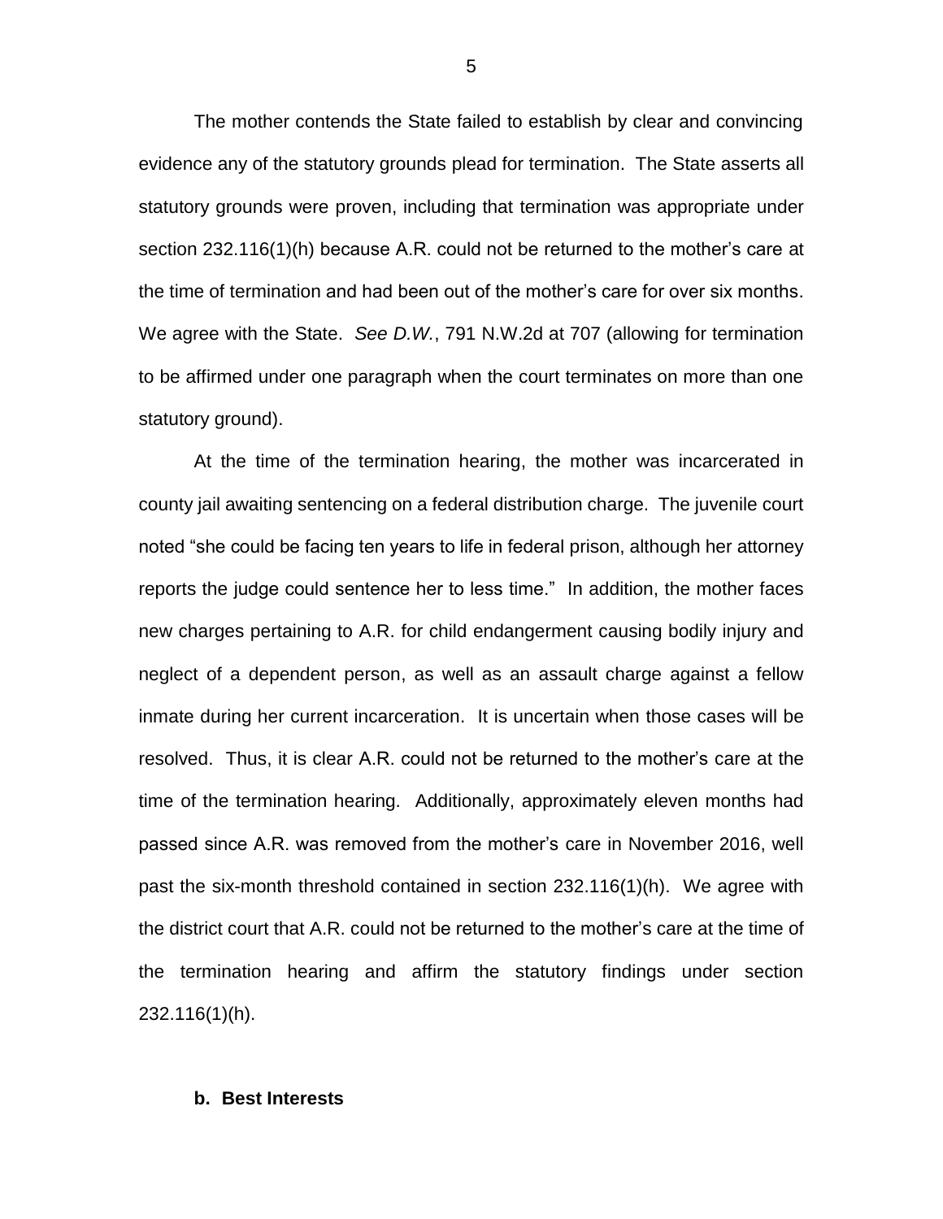The mother contends the State failed to establish by clear and convincing evidence any of the statutory grounds plead for termination. The State asserts all statutory grounds were proven, including that termination was appropriate under section 232.116(1)(h) because A.R. could not be returned to the mother's care at the time of termination and had been out of the mother's care for over six months. We agree with the State. *See D.W.*, 791 N.W.2d at 707 (allowing for termination to be affirmed under one paragraph when the court terminates on more than one statutory ground).

At the time of the termination hearing, the mother was incarcerated in county jail awaiting sentencing on a federal distribution charge. The juvenile court noted "she could be facing ten years to life in federal prison, although her attorney reports the judge could sentence her to less time." In addition, the mother faces new charges pertaining to A.R. for child endangerment causing bodily injury and neglect of a dependent person, as well as an assault charge against a fellow inmate during her current incarceration. It is uncertain when those cases will be resolved. Thus, it is clear A.R. could not be returned to the mother's care at the time of the termination hearing. Additionally, approximately eleven months had passed since A.R. was removed from the mother's care in November 2016, well past the six-month threshold contained in section 232.116(1)(h). We agree with the district court that A.R. could not be returned to the mother's care at the time of the termination hearing and affirm the statutory findings under section 232.116(1)(h).

**b. Best Interests**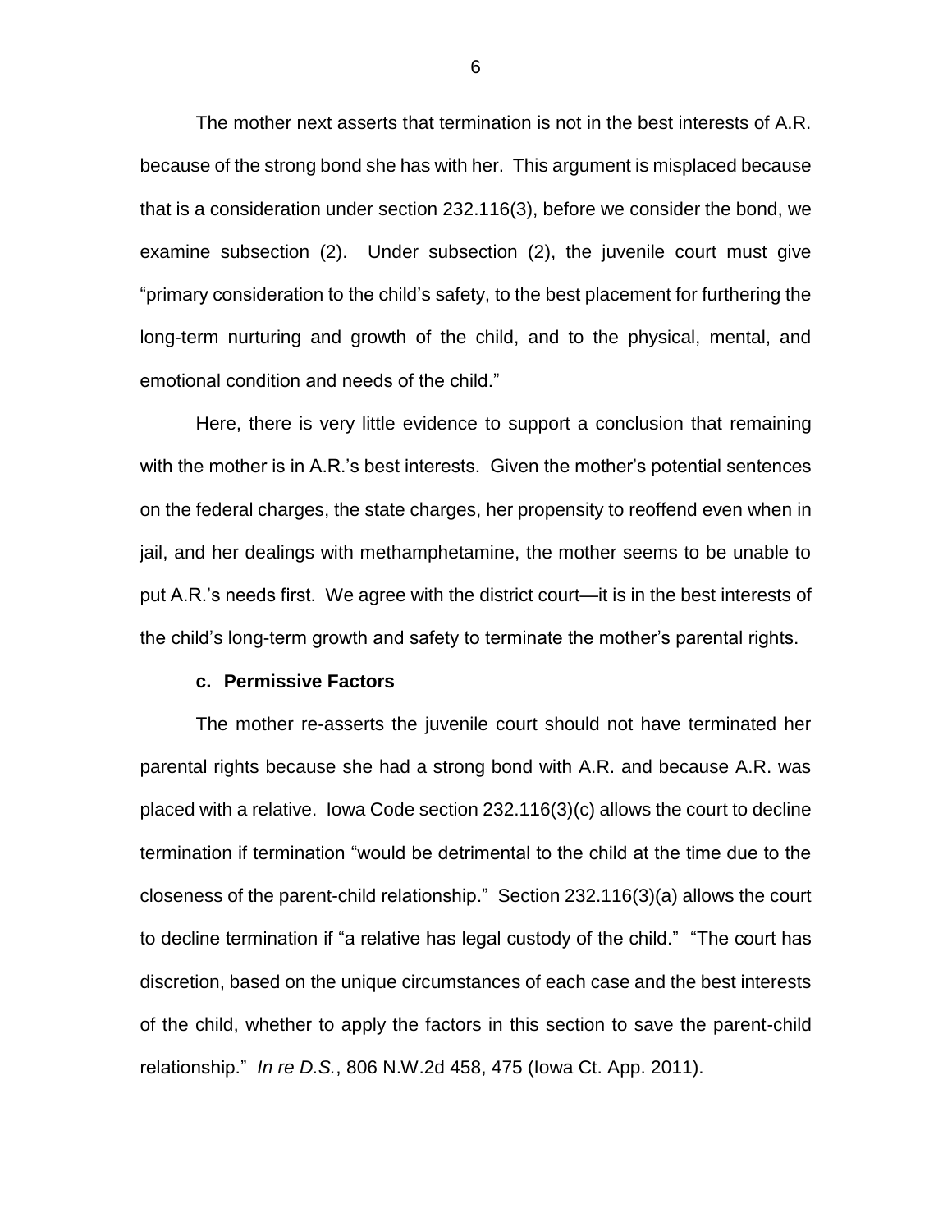The mother next asserts that termination is not in the best interests of A.R. because of the strong bond she has with her. This argument is misplaced because that is a consideration under section 232.116(3), before we consider the bond, we examine subsection (2). Under subsection (2), the juvenile court must give "primary consideration to the child's safety, to the best placement for furthering the long-term nurturing and growth of the child, and to the physical, mental, and emotional condition and needs of the child."

Here, there is very little evidence to support a conclusion that remaining with the mother is in A.R.'s best interests. Given the mother's potential sentences on the federal charges, the state charges, her propensity to reoffend even when in jail, and her dealings with methamphetamine, the mother seems to be unable to put A.R.'s needs first. We agree with the district court—it is in the best interests of the child's long-term growth and safety to terminate the mother's parental rights.

**c. Permissive Factors**

The mother re-asserts the juvenile court should not have terminated her parental rights because she had a strong bond with A.R. and because A.R. was placed with a relative. Iowa Code section 232.116(3)(c) allows the court to decline termination if termination "would be detrimental to the child at the time due to the closeness of the parent-child relationship." Section 232.116(3)(a) allows the court to decline termination if "a relative has legal custody of the child." "The court has discretion, based on the unique circumstances of each case and the best interests of the child, whether to apply the factors in this section to save the parent-child relationship." *In re D.S.*, 806 N.W.2d 458, 475 (Iowa Ct. App. 2011).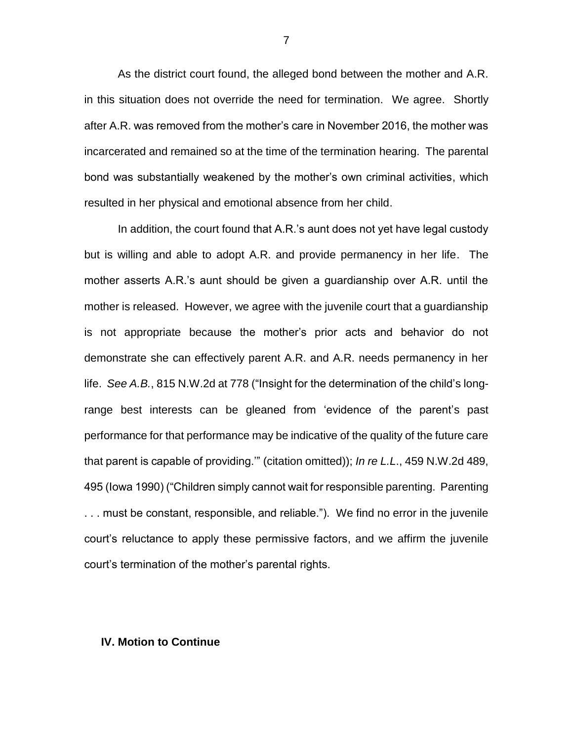As the district court found, the alleged bond between the mother and A.R. in this situation does not override the need for termination. We agree. Shortly after A.R. was removed from the mother's care in November 2016, the mother was incarcerated and remained so at the time of the termination hearing. The parental bond was substantially weakened by the mother's own criminal activities, which resulted in her physical and emotional absence from her child.

In addition, the court found that A.R.'s aunt does not yet have legal custody but is willing and able to adopt A.R. and provide permanency in her life. The mother asserts A.R.'s aunt should be given a guardianship over A.R. until the mother is released. However, we agree with the juvenile court that a guardianship is not appropriate because the mother's prior acts and behavior do not demonstrate she can effectively parent A.R. and A.R. needs permanency in her life. *See A.B.*, 815 N.W.2d at 778 ("Insight for the determination of the child's long-range best interests can be gleaned from 'evidence of the parent's past performance for that performance may be indicative of the quality of the future care that parent is capable of providing.'" (citation omitted)); *In re L.L.*, 459 N.W.2d 489, 495 (Iowa 1990) ("Children simply cannot wait for responsible parenting. Parenting . . . must be constant, responsible, and reliable."). We find no error in the juvenile court's reluctance to apply these permissive factors, and we affirm the juvenile court's termination of the mother's parental rights.

### IV. Motion to Continue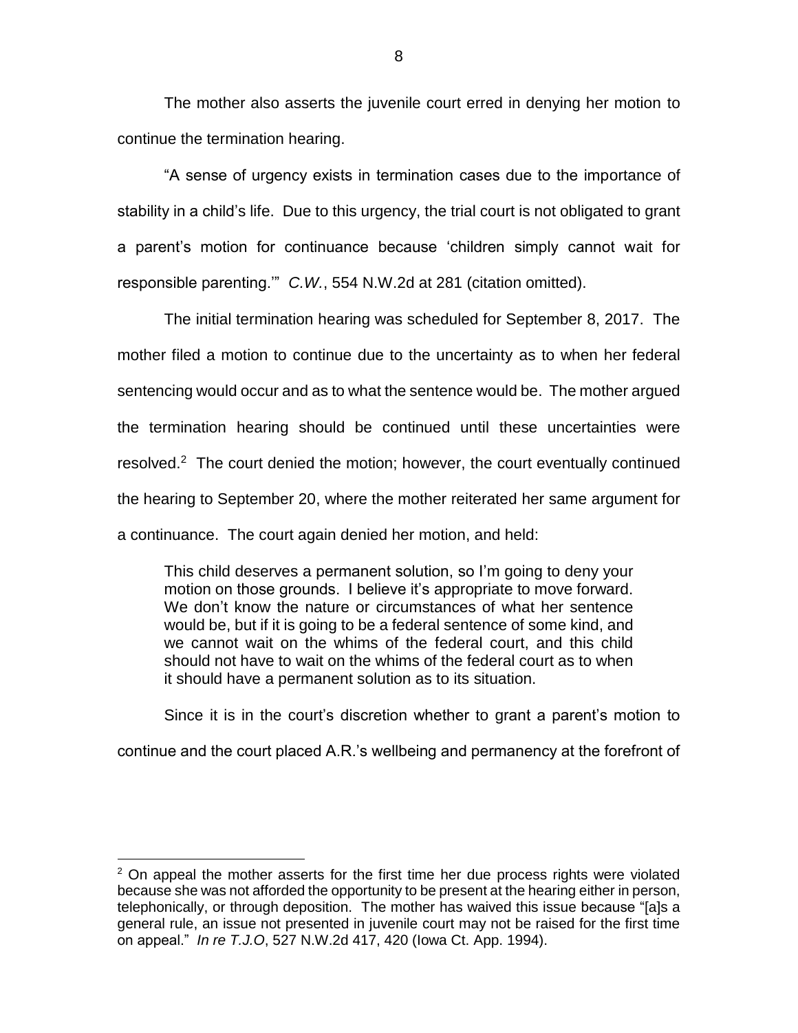The mother also asserts the juvenile court erred in denying her motion to continue the termination hearing.

"A sense of urgency exists in termination cases due to the importance of stability in a child's life. Due to this urgency, the trial court is not obligated to grant a parent's motion for continuance because 'children simply cannot wait for responsible parenting.'" *C.W.*, 554 N.W.2d at 281 (citation omitted).

The initial termination hearing was scheduled for September 8, 2017. The mother filed a motion to continue due to the uncertainty as to when her federal sentencing would occur and as to what the sentence would be. The mother argued the termination hearing should be continued until these uncertainties were resolved.[2] The court denied the motion; however, the court eventually continued the hearing to September 20, where the mother reiterated her same argument for a continuance. The court again denied her motion, and held:

> This child deserves a permanent solution, so I'm going to deny your motion on those grounds. I believe it's appropriate to move forward. We don't know the nature or circumstances of what her sentence would be, but if it is going to be a federal sentence of some kind, and we cannot wait on the whims of the federal court, and this child should not have to wait on the whims of the federal court as to when it should have a permanent solution as to its situation.

Since it is in the court's discretion whether to grant a parent's motion to continue and the court placed A.R.'s wellbeing and permanency at the forefront of

---

[2] On appeal the mother asserts for the first time her due process rights were violated because she was not afforded the opportunity to be present at the hearing either in person, telephonically, or through deposition. The mother has waived this issue because "[a]s a general rule, an issue not presented in juvenile court may not be raised for the first time on appeal." *In re T.J.O*, 527 N.W.2d 417, 420 (Iowa Ct. App. 1994).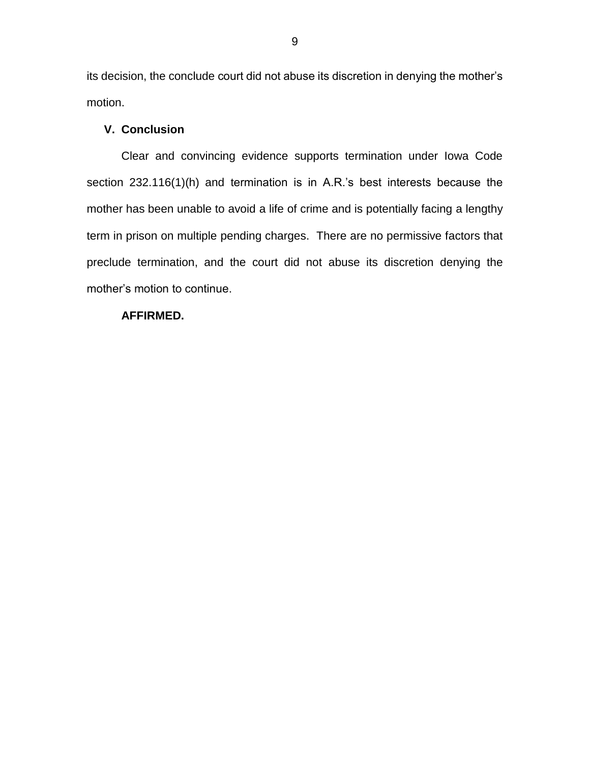its decision, the conclude court did not abuse its discretion in denying the mother's motion.

## V. Conclusion

Clear and convincing evidence supports termination under Iowa Code section 232.116(1)(h) and termination is in A.R.'s best interests because the mother has been unable to avoid a life of crime and is potentially facing a lengthy term in prison on multiple pending charges. There are no permissive factors that preclude termination, and the court did not abuse its discretion denying the mother's motion to continue.

**AFFIRMED.**